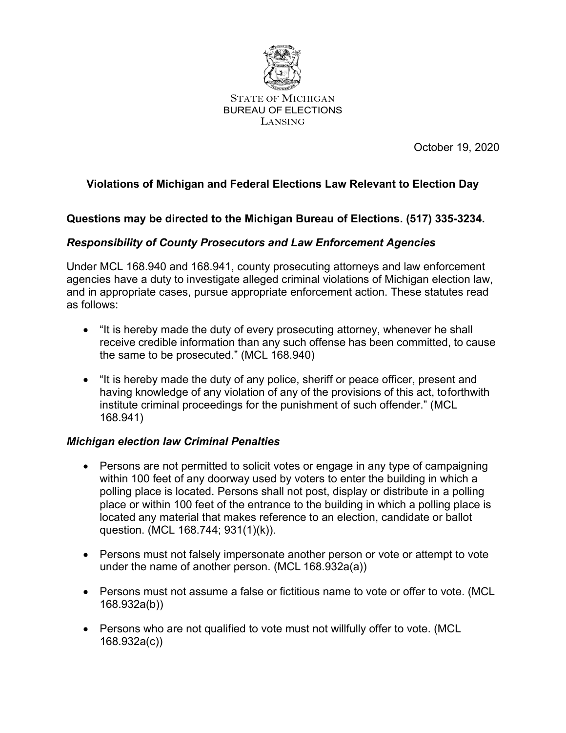STATE OF MICHIGAN
BUREAU OF ELECTIONS
LANSING

October 19, 2020

## Violations of Michigan and Federal Elections Law Relevant to Election Day

**Questions may be directed to the Michigan Bureau of Elections. (517) 335-3234.**

### *Responsibility of County Prosecutors and Law Enforcement Agencies*

Under MCL 168.940 and 168.941, county prosecuting attorneys and law enforcement agencies have a duty to investigate alleged criminal violations of Michigan election law, and in appropriate cases, pursue appropriate enforcement action. These statutes read as follows:

- "It is hereby made the duty of every prosecuting attorney, whenever he shall receive credible information than any such offense has been committed, to cause the same to be prosecuted." (MCL 168.940)
- "It is hereby made the duty of any police, sheriff or peace officer, present and having knowledge of any violation of any of the provisions of this act, toforthwith institute criminal proceedings for the punishment of such offender." (MCL 168.941)

### *Michigan election law Criminal Penalties*

- Persons are not permitted to solicit votes or engage in any type of campaigning within 100 feet of any doorway used by voters to enter the building in which a polling place is located. Persons shall not post, display or distribute in a polling place or within 100 feet of the entrance to the building in which a polling place is located any material that makes reference to an election, candidate or ballot question. (MCL 168.744; 931(1)(k)).
- Persons must not falsely impersonate another person or vote or attempt to vote under the name of another person. (MCL 168.932a(a))
- Persons must not assume a false or fictitious name to vote or offer to vote. (MCL 168.932a(b))
- Persons who are not qualified to vote must not willfully offer to vote. (MCL 168.932a(c))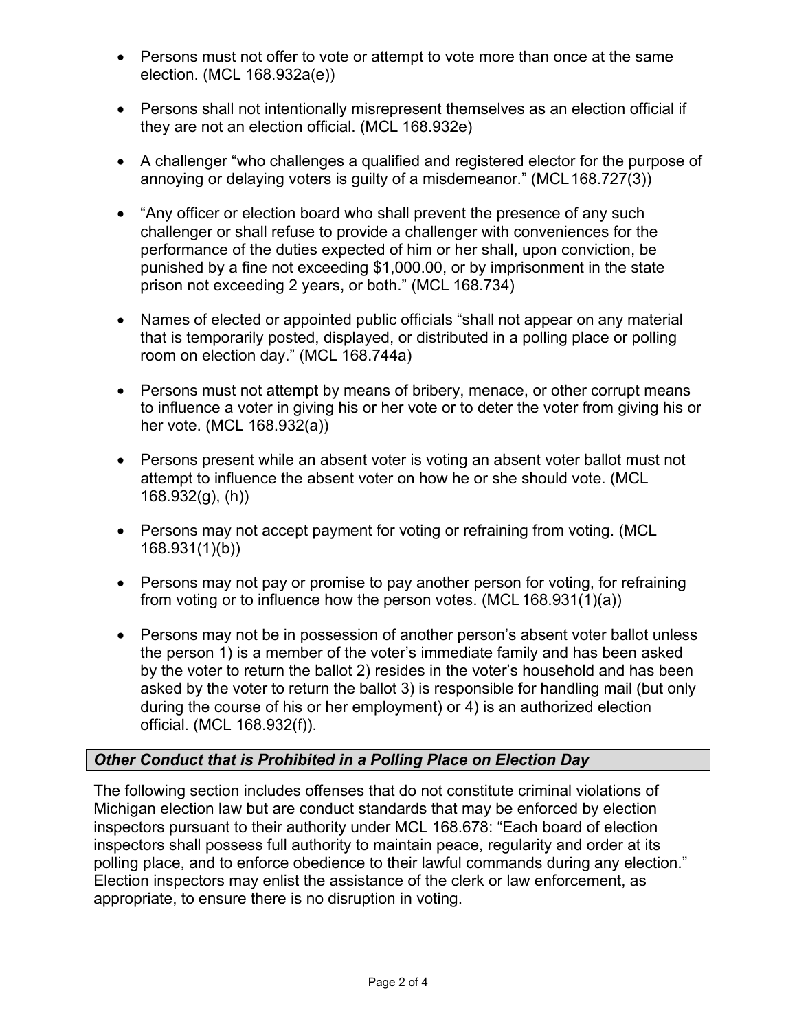- Persons must not offer to vote or attempt to vote more than once at the same election. (MCL 168.932a(e))

- Persons shall not intentionally misrepresent themselves as an election official if they are not an election official. (MCL 168.932e)

- A challenger "who challenges a qualified and registered elector for the purpose of annoying or delaying voters is guilty of a misdemeanor." (MCL 168.727(3))

- "Any officer or election board who shall prevent the presence of any such challenger or shall refuse to provide a challenger with conveniences for the performance of the duties expected of him or her shall, upon conviction, be punished by a fine not exceeding $1,000.00, or by imprisonment in the state prison not exceeding 2 years, or both." (MCL 168.734)

- Names of elected or appointed public officials "shall not appear on any material that is temporarily posted, displayed, or distributed in a polling place or polling room on election day." (MCL 168.744a)

- Persons must not attempt by means of bribery, menace, or other corrupt means to influence a voter in giving his or her vote or to deter the voter from giving his or her vote. (MCL 168.932(a))

- Persons present while an absent voter is voting an absent voter ballot must not attempt to influence the absent voter on how he or she should vote. (MCL 168.932(g), (h))

- Persons may not accept payment for voting or refraining from voting. (MCL 168.931(1)(b))

- Persons may not pay or promise to pay another person for voting, for refraining from voting or to influence how the person votes. (MCL 168.931(1)(a))

- Persons may not be in possession of another person's absent voter ballot unless the person 1) is a member of the voter's immediate family and has been asked by the voter to return the ballot 2) resides in the voter's household and has been asked by the voter to return the ballot 3) is responsible for handling mail (but only during the course of his or her employment) or 4) is an authorized election official. (MCL 168.932(f)).

### *Other Conduct that is Prohibited in a Polling Place on Election Day*

The following section includes offenses that do not constitute criminal violations of Michigan election law but are conduct standards that may be enforced by election inspectors pursuant to their authority under MCL 168.678: "Each board of election inspectors shall possess full authority to maintain peace, regularity and order at its polling place, and to enforce obedience to their lawful commands during any election." Election inspectors may enlist the assistance of the clerk or law enforcement, as appropriate, to ensure there is no disruption in voting.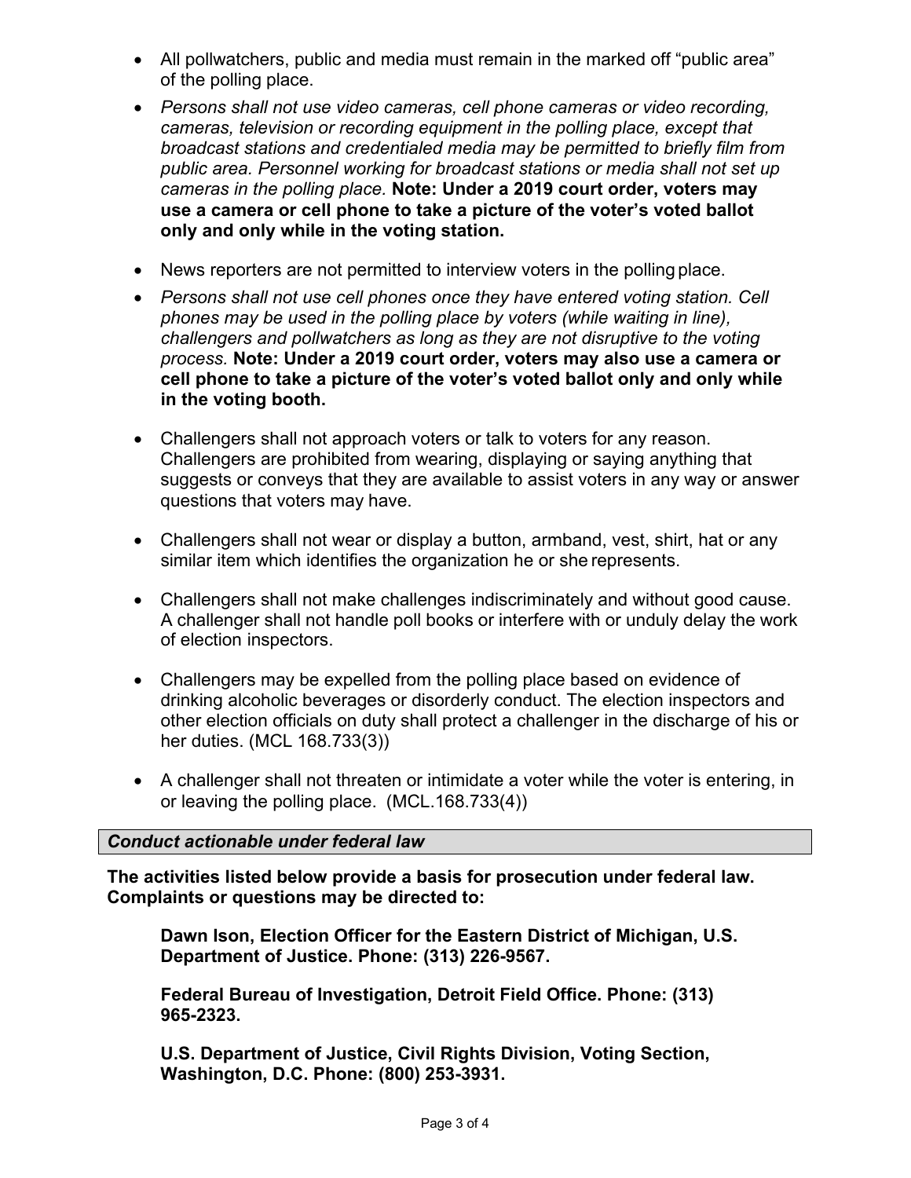- All pollwatchers, public and media must remain in the marked off "public area" of the polling place.
- *Persons shall not use video cameras, cell phone cameras or video recording, cameras, television or recording equipment in the polling place, except that broadcast stations and credentialed media may be permitted to briefly film from public area. Personnel working for broadcast stations or media shall not set up cameras in the polling place.* **Note: Under a 2019 court order, voters may use a camera or cell phone to take a picture of the voter's voted ballot only and only while in the voting station.**
- News reporters are not permitted to interview voters in the polling place.
- *Persons shall not use cell phones once they have entered voting station. Cell phones may be used in the polling place by voters (while waiting in line), challengers and pollwatchers as long as they are not disruptive to the voting process.* **Note: Under a 2019 court order, voters may also use a camera or cell phone to take a picture of the voter's voted ballot only and only while in the voting booth.**
- Challengers shall not approach voters or talk to voters for any reason. Challengers are prohibited from wearing, displaying or saying anything that suggests or conveys that they are available to assist voters in any way or answer questions that voters may have.
- Challengers shall not wear or display a button, armband, vest, shirt, hat or any similar item which identifies the organization he or she represents.
- Challengers shall not make challenges indiscriminately and without good cause. A challenger shall not handle poll books or interfere with or unduly delay the work of election inspectors.
- Challengers may be expelled from the polling place based on evidence of drinking alcoholic beverages or disorderly conduct. The election inspectors and other election officials on duty shall protect a challenger in the discharge of his or her duties. (MCL 168.733(3))
- A challenger shall not threaten or intimidate a voter while the voter is entering, in or leaving the polling place. (MCL.168.733(4))

### *Conduct actionable under federal law*

**The activities listed below provide a basis for prosecution under federal law. Complaints or questions may be directed to:**

**Dawn Ison, Election Officer for the Eastern District of Michigan, U.S. Department of Justice. Phone: (313) 226-9567.**

**Federal Bureau of Investigation, Detroit Field Office. Phone: (313) 965-2323.**

**U.S. Department of Justice, Civil Rights Division, Voting Section, Washington, D.C. Phone: (800) 253-3931.**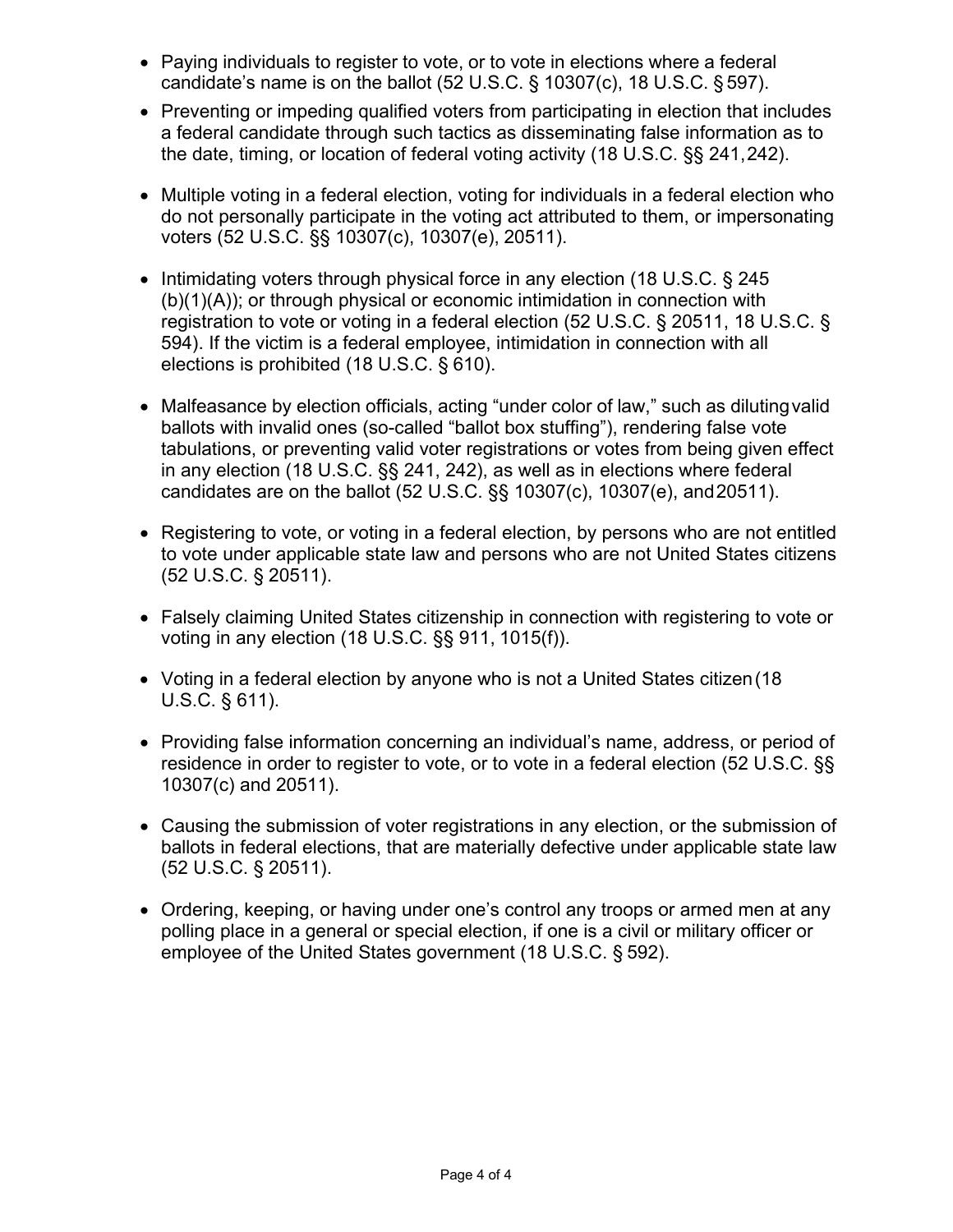- Paying individuals to register to vote, or to vote in elections where a federal candidate's name is on the ballot (52 U.S.C. § 10307(c), 18 U.S.C. § 597).
- Preventing or impeding qualified voters from participating in election that includes a federal candidate through such tactics as disseminating false information as to the date, timing, or location of federal voting activity (18 U.S.C. §§ 241, 242).
- Multiple voting in a federal election, voting for individuals in a federal election who do not personally participate in the voting act attributed to them, or impersonating voters (52 U.S.C. §§ 10307(c), 10307(e), 20511).
- Intimidating voters through physical force in any election (18 U.S.C. § 245 (b)(1)(A)); or through physical or economic intimidation in connection with registration to vote or voting in a federal election (52 U.S.C. § 20511, 18 U.S.C. § 594). If the victim is a federal employee, intimidation in connection with all elections is prohibited (18 U.S.C. § 610).
- Malfeasance by election officials, acting "under color of law," such as diluting valid ballots with invalid ones (so-called "ballot box stuffing"), rendering false vote tabulations, or preventing valid voter registrations or votes from being given effect in any election (18 U.S.C. §§ 241, 242), as well as in elections where federal candidates are on the ballot (52 U.S.C. §§ 10307(c), 10307(e), and 20511).
- Registering to vote, or voting in a federal election, by persons who are not entitled to vote under applicable state law and persons who are not United States citizens (52 U.S.C. § 20511).
- Falsely claiming United States citizenship in connection with registering to vote or voting in any election (18 U.S.C. §§ 911, 1015(f)).
- Voting in a federal election by anyone who is not a United States citizen (18 U.S.C. § 611).
- Providing false information concerning an individual's name, address, or period of residence in order to register to vote, or to vote in a federal election (52 U.S.C. §§ 10307(c) and 20511).
- Causing the submission of voter registrations in any election, or the submission of ballots in federal elections, that are materially defective under applicable state law (52 U.S.C. § 20511).
- Ordering, keeping, or having under one's control any troops or armed men at any polling place in a general or special election, if one is a civil or military officer or employee of the United States government (18 U.S.C. § 592).